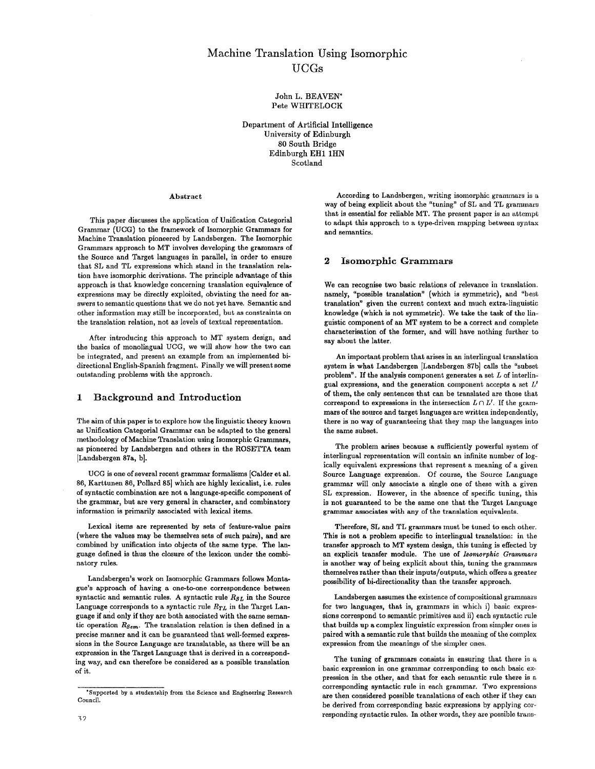# Machine Translation Using Isomorphic UCGs

John L. BEAVEN*
Pete WHITELOCK

Department of Artificial Intelligence
University of Edinburgh
80 South Bridge
Edinburgh EH1 1HN
Scotland

### Abstract

This paper discusses the application of Unification Categorial Grammar (UCG) to the framework of Isomorphic Grammars for Machine Translation pioneered by Landsbergen. The Isomorphic Grammars approach to MT involves developing the grammars of the Source and Target languages in parallel, in order to ensure that SL and TL expressions which stand in the translation relation have isomorphic derivations. The principle advantage of this approach is that knowledge concerning translation equivalence of expressions may be directly exploited, obviating the need for answers to semantic questions that we do not yet have. Semantic and other information may still be incorporated, but as constraints on the translation relation, not as levels of textual representation.

After introducing this approach to MT system design, and the basics of monolingual UCG, we will show how the two can be integrated, and present an example from an implemented bi-directional English-Spanish fragment. Finally we will present some outstanding problems with the approach.

## 1 Background and Introduction

The aim of this paper is to explore how the linguistic theory known as Unification Categorial Grammar can be adapted to the general methodology of Machine Translation using Isomorphic Grammars, as pioneered by Landsbergen and others in the ROSETTA team [Landsbergen 87a, b].

UCG is one of several recent grammar formalisms [Calder et al. 86, Karttunen 86, Pollard 85] which are highly lexicalist, i.e. rules of syntactic combination are not a language-specific component of the grammar, but are very general in character, and combinatory information is primarily associated with lexical items.

Lexical items are represented by sets of feature-value pairs (where the values may be themselves sets of such pairs), and are combined by unification into objects of the same type. The language defined is thus the closure of the lexicon under the combinatory rules.

Landsbergen's work on Isomorphic Grammars follows Montague's approach of having a one-to-one correspondence between syntactic and semantic rules. A syntactic rule $R_{SL}$ in the Source Language corresponds to a syntactic rule $R_{TL}$ in the Target Language if and only if they are both associated with the same semantic operation $R_{Sem}$. The translation relation is then defined in a precise manner and it can be guaranteed that well-formed expressions in the Source Language are translatable, as there will be an expression in the Target Language that is derived in a corresponding way, and can therefore be considered as a possible translation of it.

*Supported by a studentship from the Science and Engineering Research Council.

According to Landsbergen, writing isomorphic grammars is a way of being explicit about the "tuning" of SL and TL grammars that is essential for reliable MT. The present paper is an attempt to adapt this approach to a type-driven mapping between syntax and semantics.

## 2 Isomorphic Grammars

We can recognise two basic relations of relevance in translation. namely, "possible translation" (which is symmetric), and "best translation" given the current context and much extra-linguistic knowledge (which is not symmetric). We take the task of the linguistic component of an MT system to be a correct and complete characterisation of the former, and will have nothing further to say about the latter.

An important problem that arises in an interlingual translation system is what Landsbergen [Landsbergen 87b] calls the "subset problem". If the analysis component generates a set $L$ of interlingual expressions, and the generation component accepts a set $L'$ of them, the only sentences that can be translated are those that correspond to expressions in the intersection $L \cap L'$. If the grammars of the source and target languages are written independently, there is no way of guaranteeing that they map the languages into the same subset.

The problem arises because a sufficiently powerful system of interlingual representation will contain an infinite number of logically equivalent expressions that represent a meaning of a given Source Language expression. Of course, the Source Language grammar will only associate a single one of these with a given SL expression. However, in the absence of specific tuning, this is not guaranteed to be the same one that the Target Language grammar associates with any of the translation equivalents.

Therefore, SL and TL grammars must be tuned to each other. This is not a problem specific to interlingual translation: in the transfer approach to MT system design, this tuning is effected by an explicit transfer module. The use of *Isomorphic Grammars* is another way of being explicit about this, tuning the grammars themselves rather than their inputs/outputs, which offers a greater possibility of bi-directionality than the transfer approach.

Landsbergen assumes the existence of compositional grammars for two languages, that is, grammars in which i) basic expressions correspond to semantic primitives and ii) each syntactic rule that builds up a complex linguistic expression from simpler ones is paired with a semantic rule that builds the meaning of the complex expression from the meanings of the simpler ones.

The tuning of grammars consists in ensuring that there is a basic expression in one grammar corresponding to each basic expression in the other, and that for each semantic rule there is a corresponding syntactic rule in each grammar. Two expressions are then considered possible translations of each other if they can be derived from corresponding basic expressions by applying corresponding syntactic rules. In other words, they are possible trans-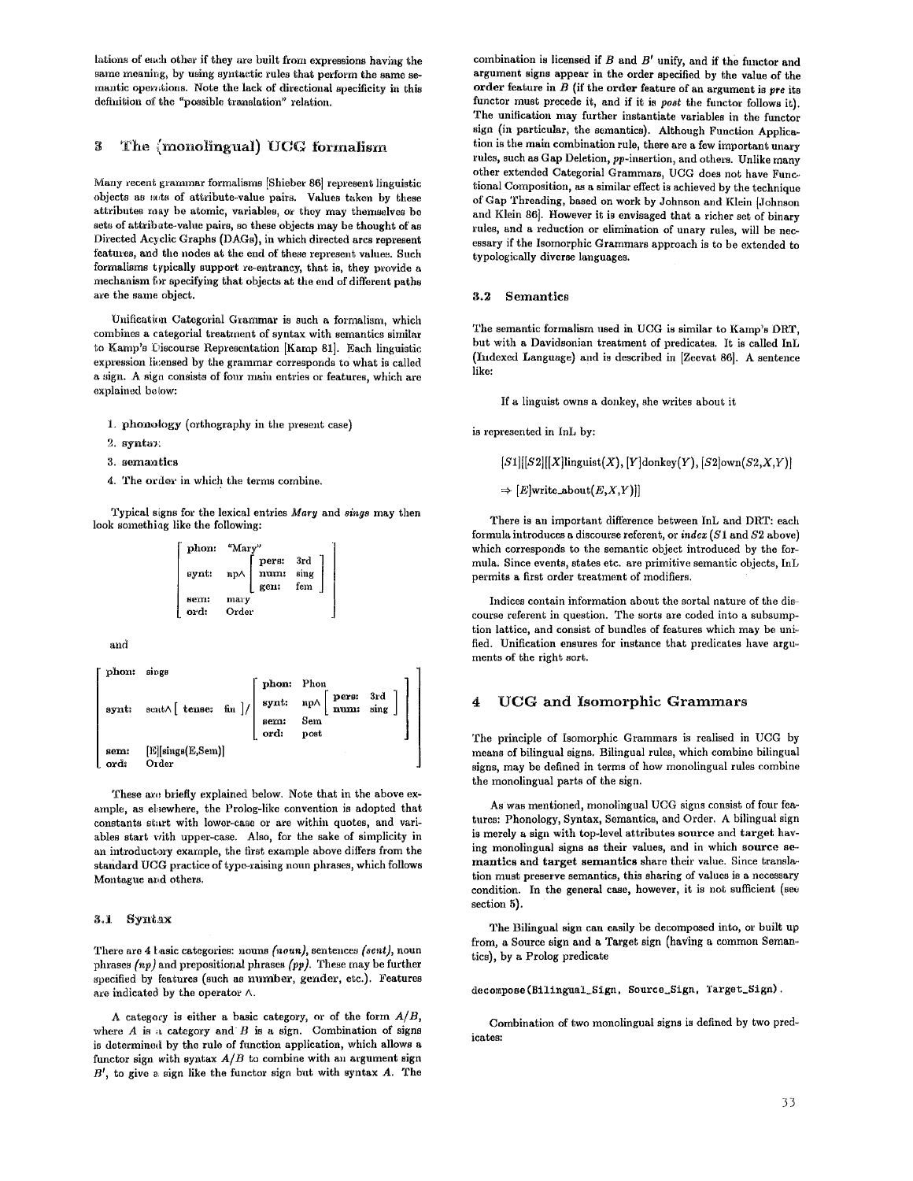lations of each other if they are built from expressions having the same meaning, by using syntactic rules that perform the same semantic operations. Note the lack of directional specificity in this definition of the "possible translation" relation.

## 3 The (monolingual) UCG formalism

Many recent grammar formalisms [Shieber 86] represent linguistic objects as sets of attribute-value pairs. Values taken by these attributes may be atomic, variables, or they may themselves be sets of attribute-value pairs, so these objects may be thought of as Directed Acyclic Graphs (DAGs), in which directed arcs represent features, and the nodes at the end of these represent values. Such formalisms typically support re-entrancy, that is, they provide a mechanism for specifying that objects at the end of different paths are the same object.

Unification Categorial Grammar is such a formalism, which combines a categorial treatment of syntax with semantics similar to Kamp's Discourse Representation [Kamp 81]. Each linguistic expression licensed by the grammar corresponds to what is called a sign. A sign consists of four main entries or features, which are explained below:

1. **phonology** (orthography in the present case)
2. **syntax**
3. **semantics**
4. The **order** in which the terms combine.

Typical signs for the lexical entries *Mary* and *sings* may then look something like the following:

```
[ phon:  "Mary"                      ]
[ synt:  np∧ [ pers: 3rd  ]          ]
[            [ num:  sing ]          ]
[            [ gen:  fem  ]          ]
[ sem:   mary                        ]
[ ord:   Order                       ]
```

and

```
[ phon:  sings                                                   ]
[ synt:  sent∧[ tense: fin ]/ [ phon: Phon                     ] ]
[                             [ synt: np∧ [ pers: 3rd  ]       ] ]
[                             [           [ num:  sing ]       ] ]
[                             [ sem:  Sem                      ] ]
[                             [ ord:  post                     ] ]
[ sem:   [E][sings(E,Sem)]                                       ]
[ ord:   Order                                                   ]
```

These are briefly explained below. Note that in the above example, as elsewhere, the Prolog-like convention is adopted that constants start with lower-case or are within quotes, and variables start with upper-case. Also, for the sake of simplicity in an introductory example, the first example above differs from the standard UCG practice of type-raising noun phrases, which follows Montague and others.

### 3.1 Syntax

There are 4 basic categories: nouns *(noun)*, sentences *(sent)*, noun phrases *(np)* and prepositional phrases *(pp)*. These may be further specified by features (such as **number**, **gender**, etc.). Features are indicated by the operator ∧.

A category is either a basic category, or of the form $A/B$, where $A$ is a category and $B$ is a sign. Combination of signs is determined by the rule of function application, which allows a functor sign with syntax $A/B$ to combine with an argument sign $B'$, to give a sign like the functor sign but with syntax $A$. The combination is licensed if $B$ and $B'$ unify, and if the functor and argument signs appear in the order specified by the value of the **order** feature in $B$ (if the **order** feature of an argument is *pre* its functor must precede it, and if it is *post* the functor follows it). The unification may further instantiate variables in the functor sign (in particular, the semantics). Although Function Application is the main combination rule, there are a few important unary rules, such as Gap Deletion, *pp*-insertion, and others. Unlike many other extended Categorial Grammars, UCG does not have Functional Composition, as a similar effect is achieved by the technique of Gap Threading, based on work by Johnson and Klein [Johnson and Klein 86]. However it is envisaged that a richer set of binary rules, and a reduction or elimination of unary rules, will be necessary if the Isomorphic Grammars approach is to be extended to typologically diverse languages.

### 3.2 Semantics

The semantic formalism used in UCG is similar to Kamp's DRT, but with a Davidsonian treatment of predicates. It is called InL (Indexed Language) and is described in [Zeevat 86]. A sentence like:

> If a linguist owns a donkey, she writes about it

is represented in InL by:

$$[S1][[S2][[X]\mathrm{linguist}(X), [Y]\mathrm{donkey}(Y), [S2]\mathrm{own}(S2,X,Y)]$$

$$\Rightarrow [E]\mathrm{write\_about}(E,X,Y)]]$$

There is an important difference between InL and DRT: each formula introduces a discourse referent, or *index* ($S1$ and $S2$ above) which corresponds to the semantic object introduced by the formula. Since events, states etc. are primitive semantic objects, InL permits a first order treatment of modifiers.

Indices contain information about the sortal nature of the discourse referent in question. The sorts are coded into a subsumption lattice, and consist of bundles of features which may be unified. Unification ensures for instance that predicates have arguments of the right sort.

## 4 UCG and Isomorphic Grammars

The principle of Isomorphic Grammars is realised in UCG by means of bilingual signs. Bilingual rules, which combine bilingual signs, may be defined in terms of how monolingual rules combine the monolingual parts of the sign.

As was mentioned, monolingual UCG signs consist of four features: Phonology, Syntax, Semantics, and Order. A bilingual sign is merely a sign with top-level attributes **source** and **target** having monolingual signs as their values, and in which **source semantics** and **target semantics** share their value. Since translation must preserve semantics, this sharing of values is a necessary condition. In the general case, however, it is not sufficient (see section 5).

The Bilingual sign can easily be decomposed into, or built up from, a Source sign and a Target sign (having a common Semantics), by a Prolog predicate

```
decompose(Bilingual_Sign, Source_Sign, Target_Sign).
```

Combination of two monolingual signs is defined by two predicates: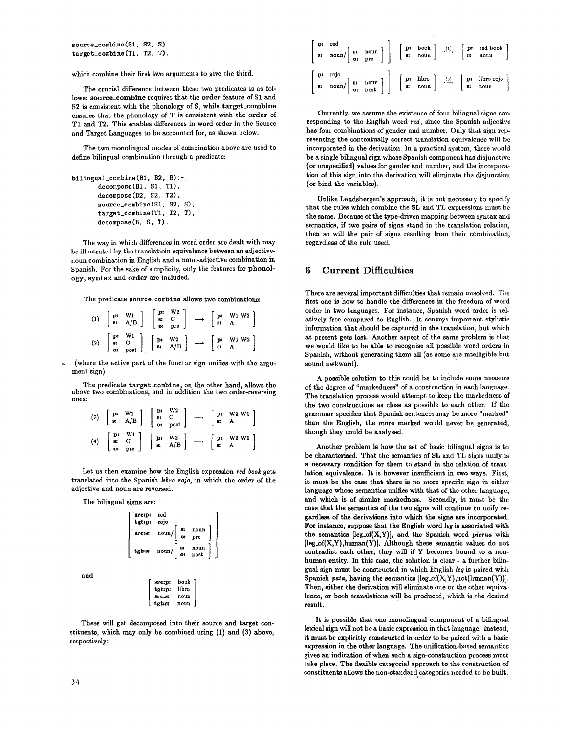```
source_combine(S1, S2, S).
target_combine(T1, T2, T).
```

which combine their first two arguments to give the third.

The crucial difference between these two predicates is as follows: **source_combine** requires that the **order** feature of S1 and S2 is consistent with the phonology of S, while **target_combine** ensures that the phonology of T is consistent with the **order** of T1 and T2. This enables differences in word order in the Source and Target Languages to be accounted for, as shown below.

The two monolingual modes of combination above are used to define bilingual combination through a predicate:

```
bilingual_combine(B1, B2, B):-
        decompose(B1, S1, T1),
        decompose(B2, S2, T2),
        source_combine(S1, S2, S),
        target_combine(T1, T2, T),
        decompose(B, S, T).
```

The way in which differences in word order are dealt with may be illustrated by the translatioin equivalence between an adjective-noun combination in English and a noun-adjective combination in Spanish. For the sake of simplicity, only the features for **phonology**, **syntax** and **order** are included.

The predicate **source_combine** allows two combinations:

$$(1)\quad \begin{bmatrix} \text{p:} & \text{W1} \\ \text{s:} & \text{A/B} \end{bmatrix} \begin{bmatrix} \text{p:} & \text{W2} \\ \text{s:} & \text{C} \\ \text{o:} & \text{pre} \end{bmatrix} \longrightarrow \begin{bmatrix} \text{p:} & \text{W1 W2} \\ \text{s:} & \text{A} \end{bmatrix}$$

$$(2)\quad \begin{bmatrix} \text{p:} & \text{W1} \\ \text{s:} & \text{C} \\ \text{o:} & \text{post} \end{bmatrix} \begin{bmatrix} \text{p:} & \text{W2} \\ \text{s:} & \text{A/B} \end{bmatrix} \longrightarrow \begin{bmatrix} \text{p:} & \text{W1 W2} \\ \text{s:} & \text{A} \end{bmatrix}$$

(where the active part of the functor sign unifies with the argument sign)

The predicate **target_combine**, on the other hand, allows the above two combinations, and in addition the two order-reversing ones:

$$(3)\quad \begin{bmatrix} \text{p:} & \text{W1} \\ \text{s:} & \text{A/B} \end{bmatrix} \begin{bmatrix} \text{p:} & \text{W2} \\ \text{s:} & \text{C} \\ \text{o:} & \text{post} \end{bmatrix} \longrightarrow \begin{bmatrix} \text{p:} & \text{W2 W1} \\ \text{s:} & \text{A} \end{bmatrix}$$

$$(4)\quad \begin{bmatrix} \text{p:} & \text{W1} \\ \text{s:} & \text{C} \\ \text{o:} & \text{pre} \end{bmatrix} \begin{bmatrix} \text{p:} & \text{W2} \\ \text{s:} & \text{A/B} \end{bmatrix} \longrightarrow \begin{bmatrix} \text{p:} & \text{W2 W1} \\ \text{s:} & \text{A} \end{bmatrix}$$

Let us then examine how the English expression *red book* gets translated into the Spanish *libro rojo*, in which the order of the adjective and noun are reversed.

The bilingual signs are:

$$\begin{bmatrix} \text{src:p:} & \text{red} \\ \text{tgt:p:} & \text{rojo} \\ \text{src:s:} & \text{noun/}\begin{bmatrix} \text{s:} & \text{noun} \\ \text{o:} & \text{pre} \end{bmatrix} \\ \text{tgt:s:} & \text{noun/}\begin{bmatrix} \text{s:} & \text{noun} \\ \text{o:} & \text{post} \end{bmatrix} \end{bmatrix}$$

and

$$\begin{bmatrix} \text{src:p:} & \text{book} \\ \text{tgt:p:} & \text{libro} \\ \text{src:s:} & \text{noun} \\ \text{tgt:s:} & \text{noun} \end{bmatrix}$$

These will get decomposed into their source and target constituents, which may only be combined using (1) and (3) above, respectively:

$$\begin{bmatrix} \text{p:} & \text{red} \\ \text{s:} & \text{noun/}\begin{bmatrix} \text{s:} & \text{noun} \\ \text{o:} & \text{pre} \end{bmatrix} \end{bmatrix} \begin{bmatrix} \text{p:} & \text{book} \\ \text{s:} & \text{noun} \end{bmatrix} \xrightarrow{(1)} \begin{bmatrix} \text{p:} & \text{red book} \\ \text{s:} & \text{noun} \end{bmatrix}$$

$$\begin{bmatrix} \text{p:} & \text{rojo} \\ \text{s:} & \text{noun/}\begin{bmatrix} \text{s:} & \text{noun} \\ \text{o:} & \text{post} \end{bmatrix} \end{bmatrix} \begin{bmatrix} \text{p:} & \text{libro} \\ \text{s:} & \text{noun} \end{bmatrix} \xrightarrow{(3)} \begin{bmatrix} \text{p:} & \text{libro rojo} \\ \text{s:} & \text{noun} \end{bmatrix}$$

Currently, we assume the existence of four bilingual signs corresponding to the English word *red*, since the Spanish adjective has four combinations of gender and number. Only that sign representing the contextually correct translation equivalence will be incorporated in the derivation. In a practical system, there would be a single bilingual sign whose Spanish component has disjunctive (or unspecified) values for gender and number, and the incorporation of this sign into the derivation will eliminate the disjunction (or bind the variables).

Unlike Landsbergen's approach, it is not necessary to specify that the rules which combine the SL and TL expressions must be the same. Because of the type-driven mapping between syntax and semantics, if two pairs of signs stand in the translation relation, then so will the pair of signs resulting from their combination, regardless of the rule used.

## 5 Current Difficulties

There are several important difficulties that remain unsolved. The first one is how to handle the differences in the freedom of word order in two languages. For instance, Spanish word order is relatively free compared to English. It conveys important stylistic information that should be captured in the translation, but which at present gets lost. Another aspect of the same problem is that we would like to be able to recognise all possible word orders in Spanish, without generating them all (as some are intelligible but sound awkward).

A possible solution to this could be to include some measure of the degree of "markedness" of a construction in each language. The translation process would attempt to keep the markedness of the two constructions as close as possible to each other. If the grammar specifies that Spanish sentences may be more "marked" than the English, the more marked would never be generated, though they could be analysed.

Another problem is how the set of basic bilingual signs is to be characterised. That the semantics of SL and TL signs unify is a necessary condition for them to stand in the relation of translation equivalence. It is however insufficient in two ways. First, it must be the case that there is no more specific sign in either language whose semantics unifies with that of the other language, and which is of similar markedness. Secondly, it must be the case that the semantics of the two signs will continue to unify regardless of the derivations into which the signs are incorporated. For instance, suppose that the English word *leg* is associated with the semantics [leg_of(X,Y)], and the Spanish word *pierna* with [leg_of(X,Y),human(Y)]. Although these semantic values do not contradict each other, they will if Y becomes bound to a non-human entity. In this case, the solution is clear - a further bilingual sign must be constructed in which English *leg* is paired with Spanish *pata*, having the semantics [leg_of(X,Y),not(human(Y))]. Then, either the derivation will eliminate one or the other equivalence, or both translations will be produced, which is the desired result.

It is possible that one monolingual component of a bilingual lexical sign will not be a basic expression in that language. Instead, it must be explicitly constructed in order to be paired with a basic expression in the other language. The unification-based semantics gives an indication of when such a sign-construction process must take place. The flexible categorial approach to the construction of constituents allows the non-standard categories needed to be built.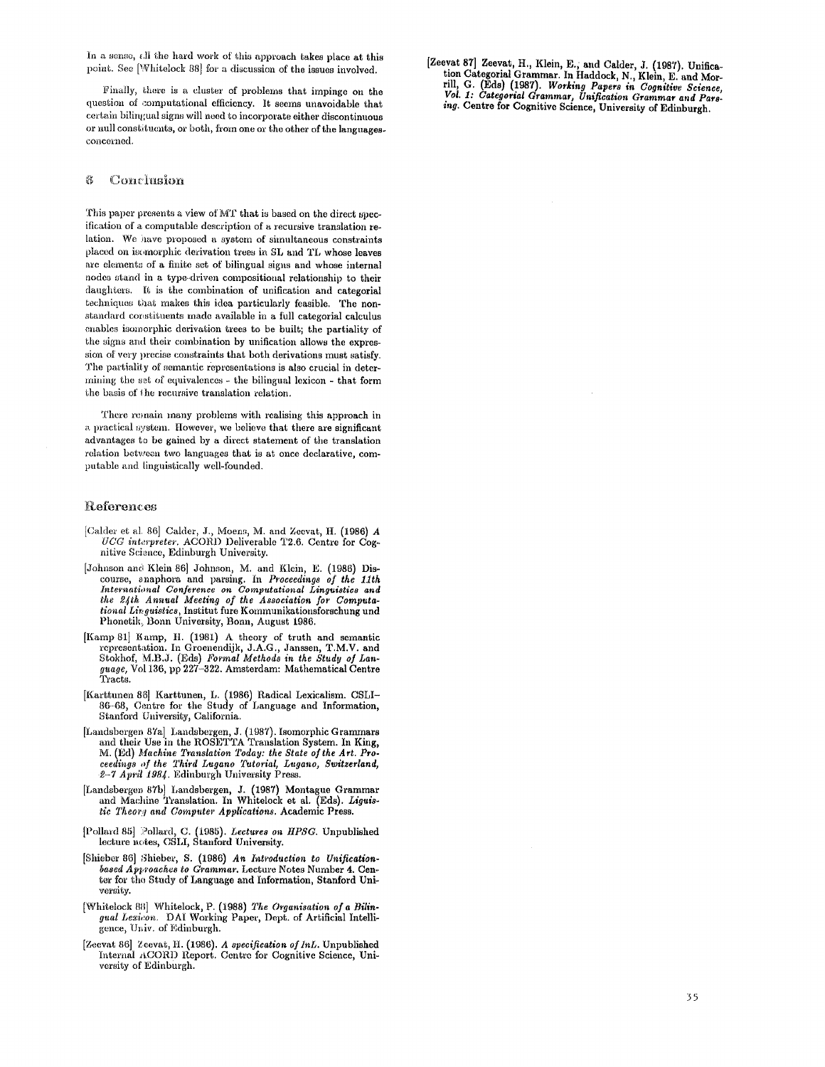In a sense, all the hard work of this approach takes place at this point. See [Whitelock 88] for a discussion of the issues involved.

Finally, there is a cluster of problems that impinge on the question of computational efficiency. It seems unavoidable that certain bilingual signs will need to incorporate either discontinuous or null constituents, or both, from one or the other of the languages concerned.

## 6 Conclusion

This paper presents a view of MT that is based on the direct specification of a computable description of a recursive translation relation. We have proposed a system of simultaneous constraints placed on isomorphic derivation trees in SL and TL whose leaves are elements of a finite set of bilingual signs and whose internal nodes stand in a type-driven compositional relationship to their daughters. It is the combination of unification and categorial techniques that makes this idea particularly feasible. The non-standard constituents made available in a full categorial calculus enables isomorphic derivation trees to be built; the partiality of the signs and their combination by unification allows the expression of very precise constraints that both derivations must satisfy. The partiality of semantic representations is also crucial in determining the set of equivalences - the bilingual lexicon - that form the basis of the recursive translation relation.

There remain many problems with realising this approach in a practical system. However, we believe that there are significant advantages to be gained by a direct statement of the translation relation between two languages that is at once declarative, computable and linguistically well-founded.

## References

[Calder et al. 86] Calder, J., Moens, M. and Zeevat, H. (1986) *A UCG interpreter.* ACORD Deliverable T2.6. Centre for Cognitive Science, Edinburgh University.

[Johnson and Klein 86] Johnson, M. and Klein, E. (1986) Discourse, anaphora and parsing. In *Proceedings of the 11th International Conference on Computational Linguistics and the 24th Annual Meeting of the Association for Computational Linguistics*, Institut fure Kommunikationsforschung und Phonetik, Bonn University, Bonn, August 1986.

[Kamp 81] Kamp, H. (1981) A theory of truth and semantic representation. In Groenendijk, J.A.G., Janssen, T.M.V. and Stokhof, M.B.J. (Eds) *Formal Methods in the Study of Language*, Vol 136, pp 227–322. Amsterdam: Mathematical Centre Tracts.

[Karttunen 86] Karttunen, L. (1986) Radical Lexicalism. CSLI–86–68, Centre for the Study of Language and Information, Stanford University, California.

[Landsbergen 87a] Landsbergen, J. (1987). Isomorphic Grammars and their Use in the ROSETTA Translation System. In King, M. (Ed) *Machine Translation Today: the State of the Art. Proceedings of the Third Lugano Tutorial, Lugano, Switzerland, 2–7 April 1984.* Edinburgh University Press.

[Landsbergen 87b] Landsbergen, J. (1987) Montague Grammar and Machine Translation. In Whitelock et al. (Eds). *Liguistic Theory and Computer Applications.* Academic Press.

[Pollard 85] Pollard, C. (1985). *Lectures on HPSG.* Unpublished lecture notes, CSLI, Stanford University.

[Shieber 86] Shieber, S. (1986) *An Introduction to Unification-based Approaches to Grammar.* Lecture Notes Number 4. Center for the Study of Language and Information, Stanford University.

[Whitelock 88] Whitelock, P. (1988) *The Organisation of a Bilingual Lexicon.* DAI Working Paper, Dept. of Artificial Intelligence, Univ. of Edinburgh.

[Zeevat 86] Zeevat, H. (1986). *A specification of InL.* Unpublished Internal ACORD Report. Centre for Cognitive Science, University of Edinburgh.

[Zeevat 87] Zeevat, H., Klein, E., and Calder, J. (1987). Unification Categorial Grammar. In Haddock, N., Klein, E. and Morrill, G. (Eds) (1987). *Working Papers in Cognitive Science, Vol. 1: Categorial Grammar, Unification Grammar and Parsing.* Centre for Cognitive Science, University of Edinburgh.